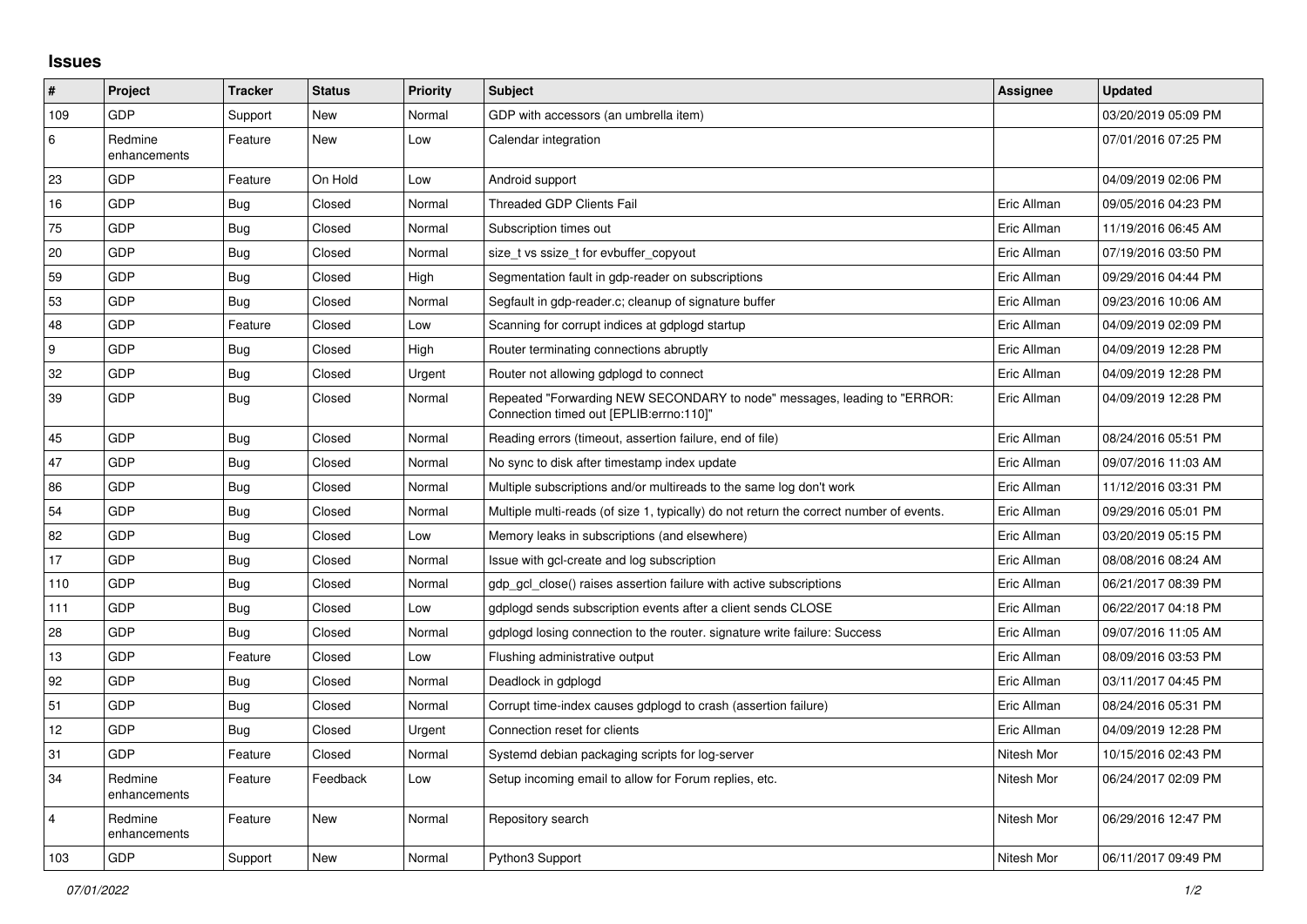# Issues

| # | Project | Tracker | Status | Priority | Subject | Assignee | Updated |
|---|---|---|---|---|---|---|---|
| 109 | GDP | Support | New | Normal | GDP with accessors (an umbrella item) | | 03/20/2019 05:09 PM |
| 6 | Redmine enhancements | Feature | New | Low | Calendar integration | | 07/01/2016 07:25 PM |
| 23 | GDP | Feature | On Hold | Low | Android support | | 04/09/2019 02:06 PM |
| 16 | GDP | Bug | Closed | Normal | Threaded GDP Clients Fail | Eric Allman | 09/05/2016 04:23 PM |
| 75 | GDP | Bug | Closed | Normal | Subscription times out | Eric Allman | 11/19/2016 06:45 AM |
| 20 | GDP | Bug | Closed | Normal | size_t vs ssize_t for evbuffer_copyout | Eric Allman | 07/19/2016 03:50 PM |
| 59 | GDP | Bug | Closed | High | Segmentation fault in gdp-reader on subscriptions | Eric Allman | 09/29/2016 04:44 PM |
| 53 | GDP | Bug | Closed | Normal | Segfault in gdp-reader.c; cleanup of signature buffer | Eric Allman | 09/23/2016 10:06 AM |
| 48 | GDP | Feature | Closed | Low | Scanning for corrupt indices at gdplogd startup | Eric Allman | 04/09/2019 02:09 PM |
| 9 | GDP | Bug | Closed | High | Router terminating connections abruptly | Eric Allman | 04/09/2019 12:28 PM |
| 32 | GDP | Bug | Closed | Urgent | Router not allowing gdplogd to connect | Eric Allman | 04/09/2019 12:28 PM |
| 39 | GDP | Bug | Closed | Normal | Repeated "Forwarding NEW SECONDARY to node" messages, leading to "ERROR: Connection timed out [EPLIB:errno:110]" | Eric Allman | 04/09/2019 12:28 PM |
| 45 | GDP | Bug | Closed | Normal | Reading errors (timeout, assertion failure, end of file) | Eric Allman | 08/24/2016 05:51 PM |
| 47 | GDP | Bug | Closed | Normal | No sync to disk after timestamp index update | Eric Allman | 09/07/2016 11:03 AM |
| 86 | GDP | Bug | Closed | Normal | Multiple subscriptions and/or multireads to the same log don't work | Eric Allman | 11/12/2016 03:31 PM |
| 54 | GDP | Bug | Closed | Normal | Multiple multi-reads (of size 1, typically) do not return the correct number of events. | Eric Allman | 09/29/2016 05:01 PM |
| 82 | GDP | Bug | Closed | Low | Memory leaks in subscriptions (and elsewhere) | Eric Allman | 03/20/2019 05:15 PM |
| 17 | GDP | Bug | Closed | Normal | Issue with gcl-create and log subscription | Eric Allman | 08/08/2016 08:24 AM |
| 110 | GDP | Bug | Closed | Normal | gdp_gcl_close() raises assertion failure with active subscriptions | Eric Allman | 06/21/2017 08:39 PM |
| 111 | GDP | Bug | Closed | Low | gdplogd sends subscription events after a client sends CLOSE | Eric Allman | 06/22/2017 04:18 PM |
| 28 | GDP | Bug | Closed | Normal | gdplogd losing connection to the router. signature write failure: Success | Eric Allman | 09/07/2016 11:05 AM |
| 13 | GDP | Feature | Closed | Low | Flushing administrative output | Eric Allman | 08/09/2016 03:53 PM |
| 92 | GDP | Bug | Closed | Normal | Deadlock in gdplogd | Eric Allman | 03/11/2017 04:45 PM |
| 51 | GDP | Bug | Closed | Normal | Corrupt time-index causes gdplogd to crash (assertion failure) | Eric Allman | 08/24/2016 05:31 PM |
| 12 | GDP | Bug | Closed | Urgent | Connection reset for clients | Eric Allman | 04/09/2019 12:28 PM |
| 31 | GDP | Feature | Closed | Normal | Systemd debian packaging scripts for log-server | Nitesh Mor | 10/15/2016 02:43 PM |
| 34 | Redmine enhancements | Feature | Feedback | Low | Setup incoming email to allow for Forum replies, etc. | Nitesh Mor | 06/24/2017 02:09 PM |
| 4 | Redmine enhancements | Feature | New | Normal | Repository search | Nitesh Mor | 06/29/2016 12:47 PM |
| 103 | GDP | Support | New | Normal | Python3 Support | Nitesh Mor | 06/11/2017 09:49 PM |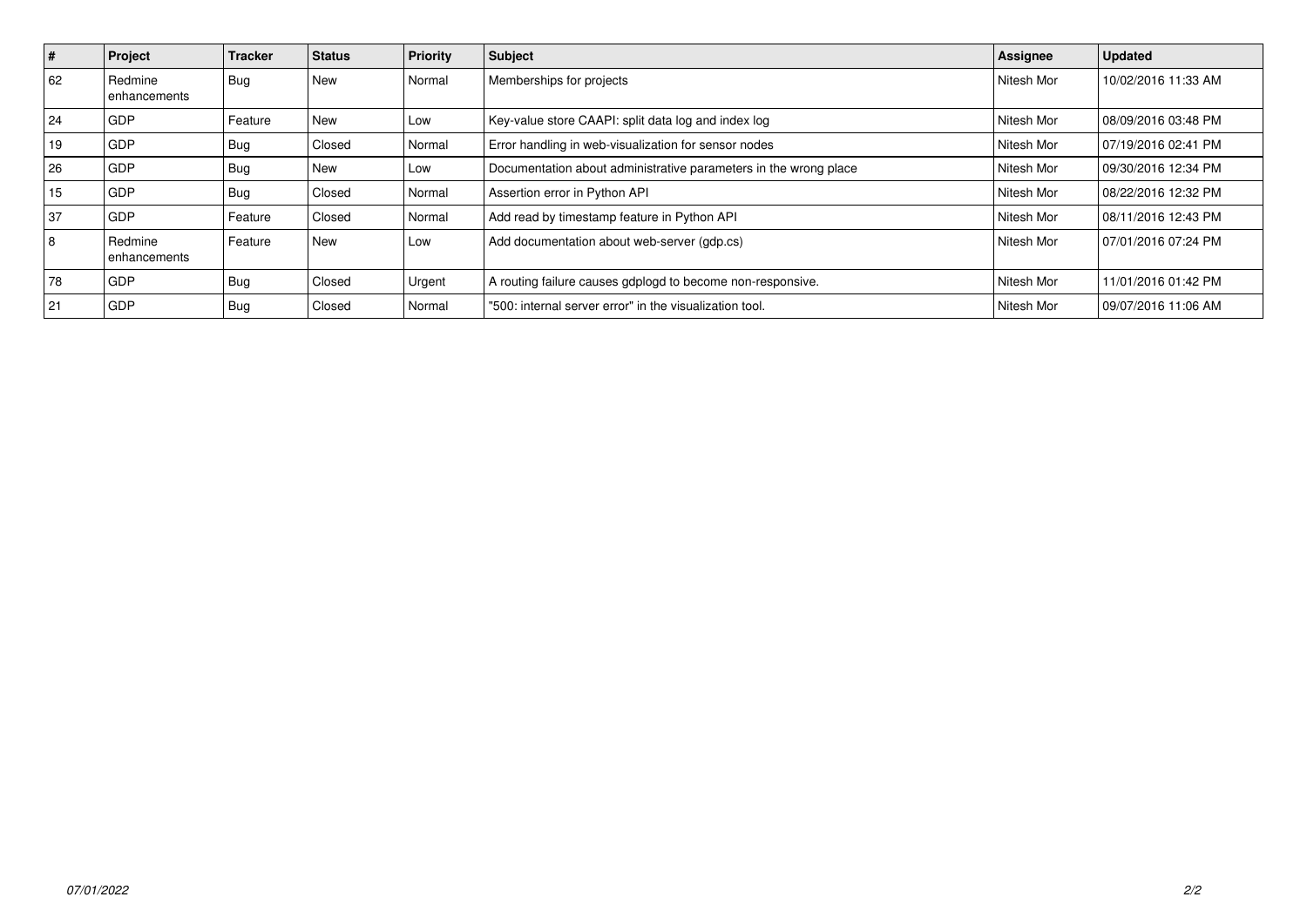| # | Project | Tracker | Status | Priority | Subject | Assignee | Updated |
|---|---|---|---|---|---|---|---|
| 62 | Redmine enhancements | Bug | New | Normal | Memberships for projects | Nitesh Mor | 10/02/2016 11:33 AM |
| 24 | GDP | Feature | New | Low | Key-value store CAAPI: split data log and index log | Nitesh Mor | 08/09/2016 03:48 PM |
| 19 | GDP | Bug | Closed | Normal | Error handling in web-visualization for sensor nodes | Nitesh Mor | 07/19/2016 02:41 PM |
| 26 | GDP | Bug | New | Low | Documentation about administrative parameters in the wrong place | Nitesh Mor | 09/30/2016 12:34 PM |
| 15 | GDP | Bug | Closed | Normal | Assertion error in Python API | Nitesh Mor | 08/22/2016 12:32 PM |
| 37 | GDP | Feature | Closed | Normal | Add read by timestamp feature in Python API | Nitesh Mor | 08/11/2016 12:43 PM |
| 8 | Redmine enhancements | Feature | New | Low | Add documentation about web-server (gdp.cs) | Nitesh Mor | 07/01/2016 07:24 PM |
| 78 | GDP | Bug | Closed | Urgent | A routing failure causes gdplogd to become non-responsive. | Nitesh Mor | 11/01/2016 01:42 PM |
| 21 | GDP | Bug | Closed | Normal | "500: internal server error" in the visualization tool. | Nitesh Mor | 09/07/2016 11:06 AM |